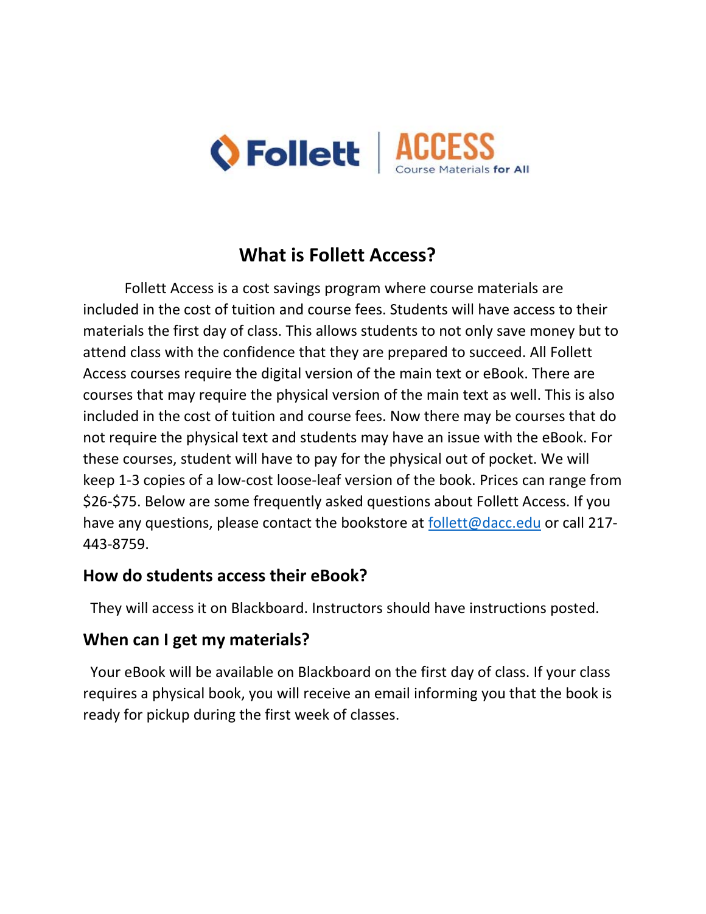# What is Follett Access?

Follett Access is a cost savings program where course materials are included in the cost of tuition and course fees. Students will have access to their materials the first day of class. This allows students to not only save money but to attend class with the confidence that they are prepared to succeed. All Follett Access courses require the digital version of the main text or eBook. There are courses that may require the physical version of the main text as well. This is also included in the cost of tuition and course fees. Now there may be courses that do not require the physical text and students may have an issue with the eBook. For these courses, student will have to pay for the physical out of pocket. We will keep 1-3 copies of a low-cost loose-leaf version of the book. Prices can range from $26-$75. Below are some frequently asked questions about Follett Access. If you have any questions, please contact the bookstore at [follett@dacc.edu](mailto:follett@dacc.edu) or call 217-443-8759.

## How do students access their eBook?

They will access it on Blackboard. Instructors should have instructions posted.

## When can I get my materials?

Your eBook will be available on Blackboard on the first day of class. If your class requires a physical book, you will receive an email informing you that the book is ready for pickup during the first week of classes.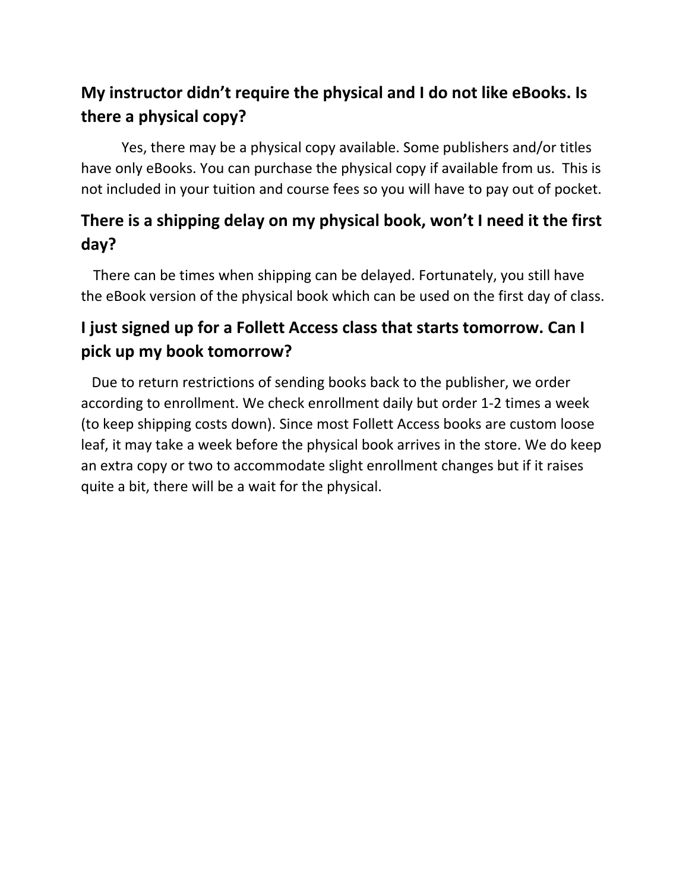## My instructor didn't require the physical and I do not like eBooks. Is there a physical copy?

Yes, there may be a physical copy available. Some publishers and/or titles have only eBooks. You can purchase the physical copy if available from us. This is not included in your tuition and course fees so you will have to pay out of pocket.

## There is a shipping delay on my physical book, won't I need it the first day?

There can be times when shipping can be delayed. Fortunately, you still have the eBook version of the physical book which can be used on the first day of class.

## I just signed up for a Follett Access class that starts tomorrow. Can I pick up my book tomorrow?

Due to return restrictions of sending books back to the publisher, we order according to enrollment. We check enrollment daily but order 1-2 times a week (to keep shipping costs down). Since most Follett Access books are custom loose leaf, it may take a week before the physical book arrives in the store. We do keep an extra copy or two to accommodate slight enrollment changes but if it raises quite a bit, there will be a wait for the physical.